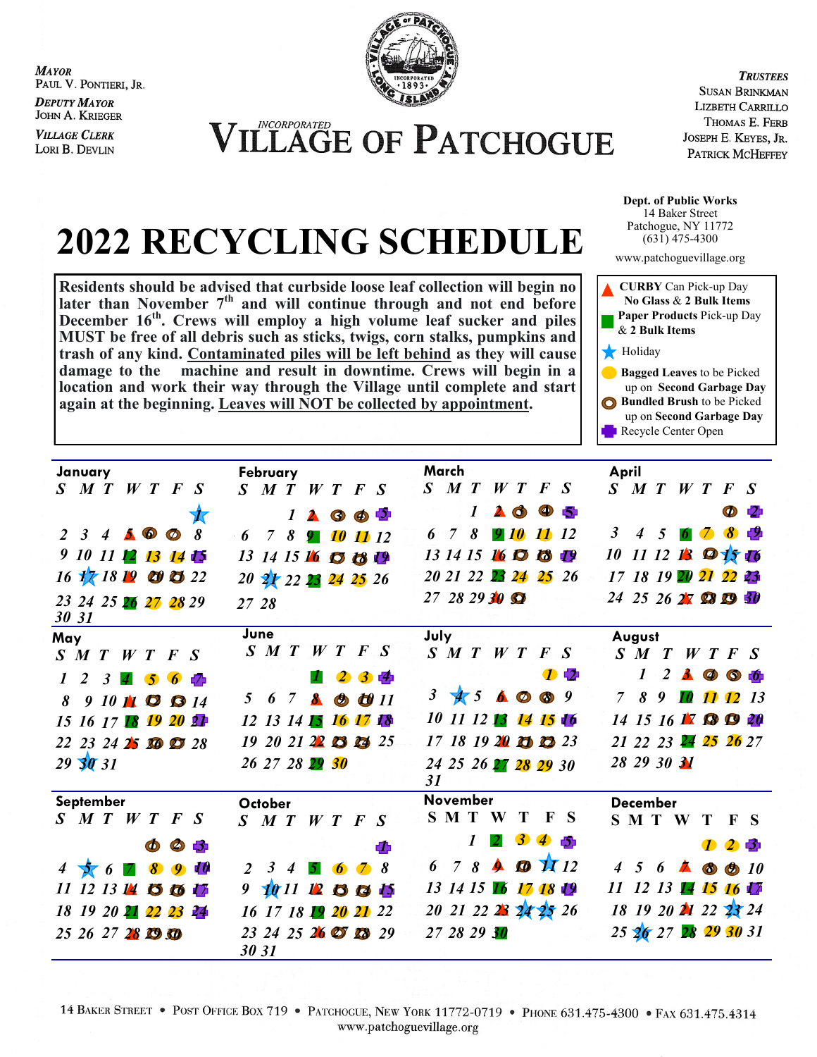**MAYOR**
Paul V. Pontieri, Jr.

**DEPUTY MAYOR**
John A. Krieger

**VILLAGE CLERK**
Lori B. Devlin

INCORPORATED

# VILLAGE OF PATCHOGUE

**TRUSTEES**
Susan Brinkman
Lizbeth Carrillo
Thomas E. Ferb
Joseph E. Keyes, Jr.
Patrick McHeffey

**Dept. of Public Works**
14 Baker Street
Patchogue, NY 11772
(631) 475-4300
www.patchoguevillage.org

# 2022 RECYCLING SCHEDULE

**Residents should be advised that curbside loose leaf collection will begin no later than November 7th and will continue through and not end before December 16th. Crews will employ a high volume leaf sucker and piles MUST be free of all debris such as sticks, twigs, corn stalks, pumpkins and trash of any kind. Contaminated piles will be left behind as they will cause damage to the machine and result in downtime. Crews will begin in a location and work their way through the Village until complete and start again at the beginning. Leaves will NOT be collected by appointment.**

**Legend:**
- ▲ **CURBY** Can Pick-up Day — **No Glass** & **2 Bulk Items**
- ■ **Paper Products** Pick-up Day & **2 Bulk Items**
- ★ Holiday
- ● **Bagged Leaves** to be Picked up on **Second Garbage Day**
- ◎ **Bundled Brush** to be Picked up on **Second Garbage Day**
- ✚ Recycle Center Open

| Month | CURBY Can (▲) | Paper Products (■) | Holiday (★) | Bagged Leaves (●) | Bundled Brush (◎) | Recycle Center Open (✚) |
|---|---|---|---|---|---|---|
| January | 5, 19 | 12, 26 | 1, 17 | 13, 14, 27, 28 | 6, 7, 20, 21 | 15 |
| February | 2, 16 | 9, 23 | 21 | 10, 11, 24, 25 | 3, 4, 17, 18 | 5, 19 |
| March | 2, 16, 30 | 9, 23 | | 10, 11, 24, 25 | 3, 4, 17, 18, 31 | 5, 19 |
| April | 13, 27 | 6, 20 | 15 | 7, 8, 21, 22 | 1, 14, 28, 29 | 2, 9, 16, 23, 30 |
| May | 11, 25 | 4, 18 | 30 | 5, 6, 19, 20 | 12, 13, 26, 27 | 7, 21 |
| June | 8, 22 | 1, 15, 29 | | 2, 3, 16, 17, 30 | 9, 10, 23, 24 | 4, 18 |
| July | 6, 20 | 13, 27 | 4 | 1, 14, 15, 28, 29 | 7, 8, 21, 22 | 2, 16 |
| August | 3, 17, 31 | 10, 24 | | 11, 12, 25, 26 | 4, 5, 18, 19 | 6, 20 |
| September | 14, 28 | 7, 21 | 5 | 8, 9, 22, 23 | 1, 2, 15, 16, 29, 30 | 3, 10, 17, 24 |
| October | 12, 26 | 5, 19 | 10 | 6, 7, 20, 21 | 13, 14, 27, 28 | 1, 15 |
| November | 9, 23 | 2, 16, 30 | 11, 24, 25 | 3, 4, 17, 18 | 10 | 5, 19 |
| December | 7, 21 | 14, 28 | 23, 26 | 1, 2, 15, 16, 29, 30 | 8, 9 | 3, 17 |

14 Baker Street • Post Office Box 719 • Patchogue, New York 11772-0719 • Phone 631.475-4300 • Fax 631.475.4314
www.patchoguevillage.org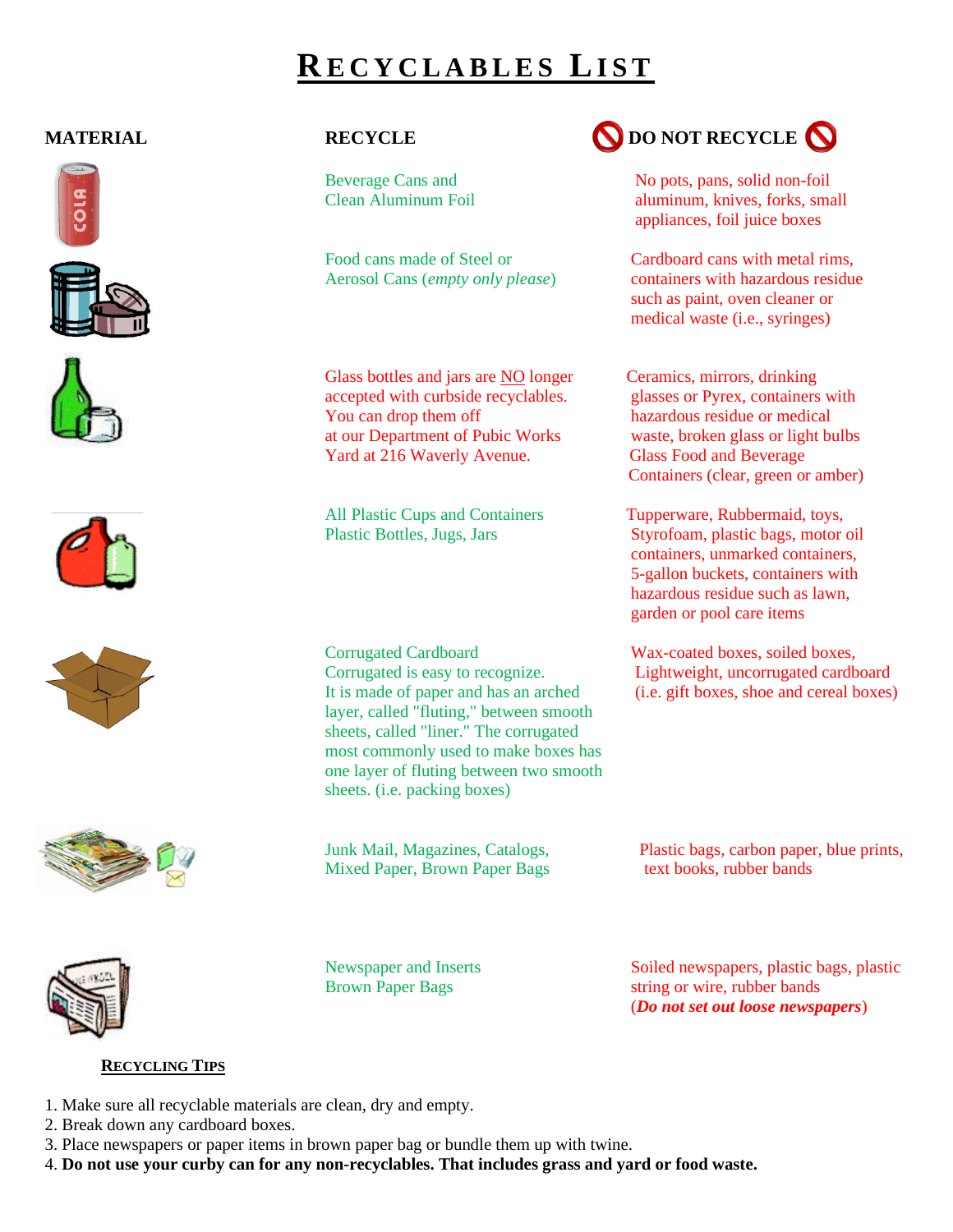# RECYCLABLES LIST

| MATERIAL | RECYCLE | DO NOT RECYCLE |
|---|---|---|
| | Beverage Cans and Clean Aluminum Foil | No pots, pans, solid non-foil aluminum, knives, forks, small appliances, foil juice boxes |
| | Food cans made of Steel or Aerosol Cans (*empty only please*) | Cardboard cans with metal rims, containers with hazardous residue such as paint, oven cleaner or medical waste (i.e., syringes) |
| | Glass bottles and jars are NO longer accepted with curbside recyclables. You can drop them off at our Department of Pubic Works Yard at 216 Waverly Avenue. | Ceramics, mirrors, drinking glasses or Pyrex, containers with hazardous residue or medical waste, broken glass or light bulbs Glass Food and Beverage Containers (clear, green or amber) |
| | All Plastic Cups and Containers Plastic Bottles, Jugs, Jars | Tupperware, Rubbermaid, toys, Styrofoam, plastic bags, motor oil containers, unmarked containers, 5-gallon buckets, containers with hazardous residue such as lawn, garden or pool care items |
| | Corrugated Cardboard Corrugated is easy to recognize. It is made of paper and has an arched layer, called "fluting," between smooth sheets, called "liner." The corrugated most commonly used to make boxes has one layer of fluting between two smooth sheets. (i.e. packing boxes) | Wax-coated boxes, soiled boxes, Lightweight, uncorrugated cardboard (i.e. gift boxes, shoe and cereal boxes) |
| | Junk Mail, Magazines, Catalogs, Mixed Paper, Brown Paper Bags | Plastic bags, carbon paper, blue prints, text books, rubber bands |
| | Newspaper and Inserts Brown Paper Bags | Soiled newspapers, plastic bags, plastic string or wire, rubber bands (***Do not set out loose newspapers***) |

**RECYCLING TIPS**

1. Make sure all recyclable materials are clean, dry and empty.
2. Break down any cardboard boxes.
3. Place newspapers or paper items in brown paper bag or bundle them up with twine.
4. **Do not use your curby can for any non-recyclables. That includes grass and yard or food waste.**